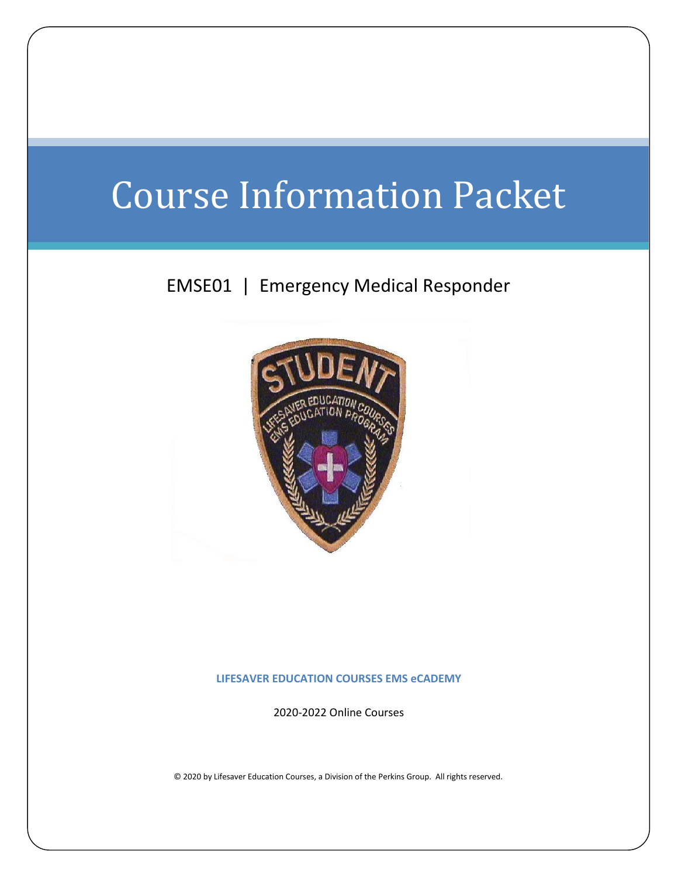# Course Information Packet

## EMSE01 | Emergency Medical Responder

**LIFESAVER EDUCATION COURSES EMS eCADEMY**

2020-2022 Online Courses

© 2020 by Lifesaver Education Courses, a Division of the Perkins Group. All rights reserved.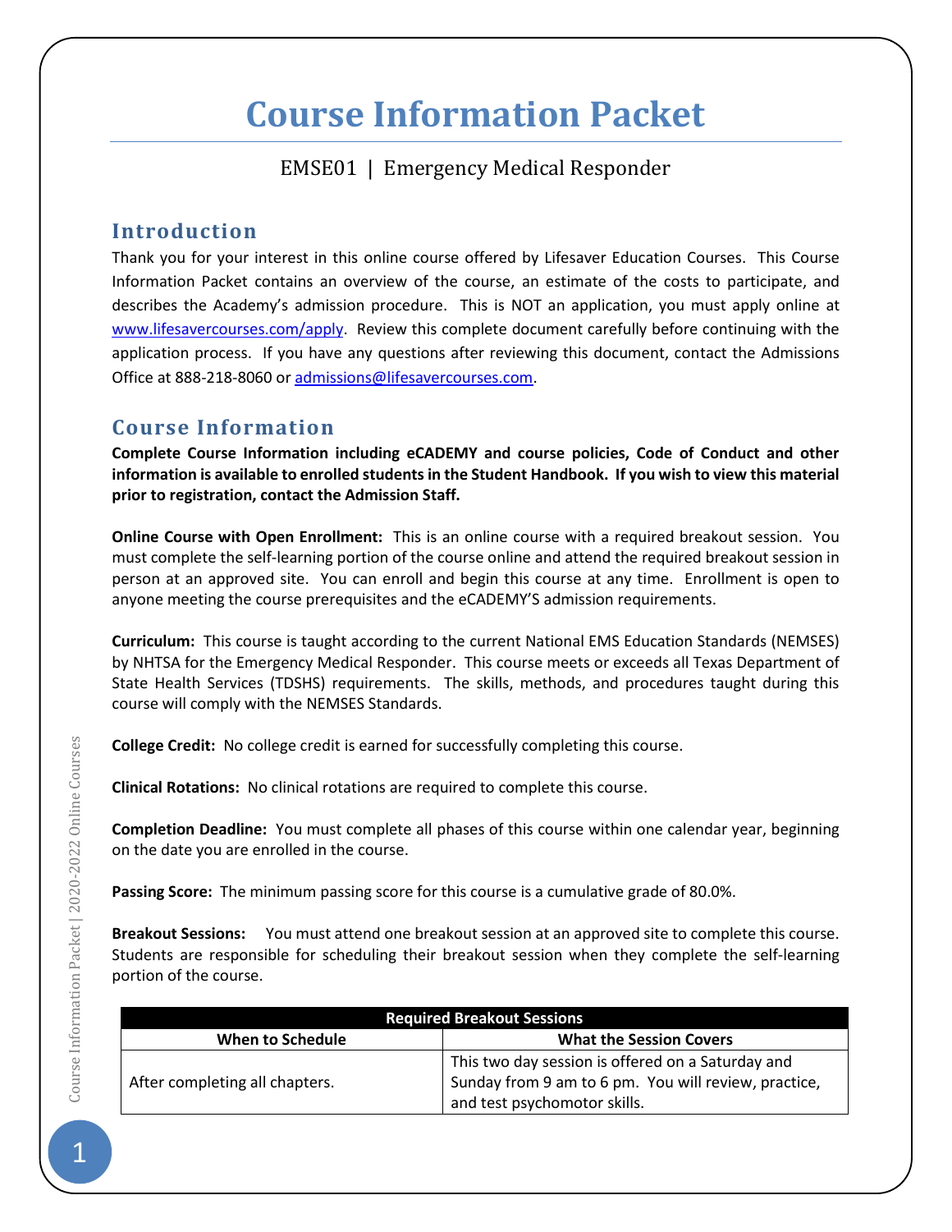# Course Information Packet

EMSE01 | Emergency Medical Responder

## Introduction

Thank you for your interest in this online course offered by Lifesaver Education Courses. This Course Information Packet contains an overview of the course, an estimate of the costs to participate, and describes the Academy's admission procedure. This is NOT an application, you must apply online at [www.lifesavercourses.com/apply](www.lifesavercourses.com/apply). Review this complete document carefully before continuing with the application process. If you have any questions after reviewing this document, contact the Admissions Office at 888-218-8060 or [admissions@lifesavercourses.com](mailto:admissions@lifesavercourses.com).

## Course Information

**Complete Course Information including eCADEMY and course policies, Code of Conduct and other information is available to enrolled students in the Student Handbook. If you wish to view this material prior to registration, contact the Admission Staff.**

**Online Course with Open Enrollment:** This is an online course with a required breakout session. You must complete the self-learning portion of the course online and attend the required breakout session in person at an approved site. You can enroll and begin this course at any time. Enrollment is open to anyone meeting the course prerequisites and the eCADEMY'S admission requirements.

**Curriculum:** This course is taught according to the current National EMS Education Standards (NEMSES) by NHTSA for the Emergency Medical Responder. This course meets or exceeds all Texas Department of State Health Services (TDSHS) requirements. The skills, methods, and procedures taught during this course will comply with the NEMSES Standards.

**College Credit:** No college credit is earned for successfully completing this course.

**Clinical Rotations:** No clinical rotations are required to complete this course.

**Completion Deadline:** You must complete all phases of this course within one calendar year, beginning on the date you are enrolled in the course.

**Passing Score:** The minimum passing score for this course is a cumulative grade of 80.0%.

**Breakout Sessions:** You must attend one breakout session at an approved site to complete this course. Students are responsible for scheduling their breakout session when they complete the self-learning portion of the course.

| Required Breakout Sessions | |
|---|---|
| **When to Schedule** | **What the Session Covers** |
| After completing all chapters. | This two day session is offered on a Saturday and Sunday from 9 am to 6 pm. You will review, practice, and test psychomotor skills. |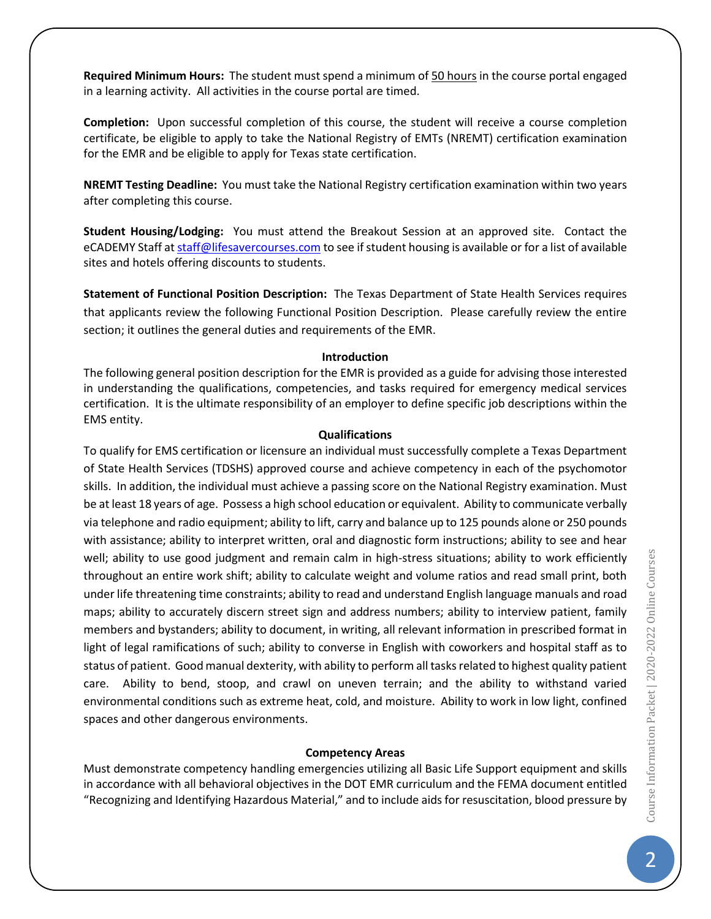**Required Minimum Hours:** The student must spend a minimum of 50 hours in the course portal engaged in a learning activity. All activities in the course portal are timed.

**Completion:** Upon successful completion of this course, the student will receive a course completion certificate, be eligible to apply to take the National Registry of EMTs (NREMT) certification examination for the EMR and be eligible to apply for Texas state certification.

**NREMT Testing Deadline:** You must take the National Registry certification examination within two years after completing this course.

**Student Housing/Lodging:** You must attend the Breakout Session at an approved site. Contact the eCADEMY Staff at staff@lifesavercourses.com to see if student housing is available or for a list of available sites and hotels offering discounts to students.

**Statement of Functional Position Description:** The Texas Department of State Health Services requires that applicants review the following Functional Position Description. Please carefully review the entire section; it outlines the general duties and requirements of the EMR.

**Introduction**

The following general position description for the EMR is provided as a guide for advising those interested in understanding the qualifications, competencies, and tasks required for emergency medical services certification. It is the ultimate responsibility of an employer to define specific job descriptions within the EMS entity.

**Qualifications**

To qualify for EMS certification or licensure an individual must successfully complete a Texas Department of State Health Services (TDSHS) approved course and achieve competency in each of the psychomotor skills. In addition, the individual must achieve a passing score on the National Registry examination. Must be at least 18 years of age. Possess a high school education or equivalent. Ability to communicate verbally via telephone and radio equipment; ability to lift, carry and balance up to 125 pounds alone or 250 pounds with assistance; ability to interpret written, oral and diagnostic form instructions; ability to see and hear well; ability to use good judgment and remain calm in high-stress situations; ability to work efficiently throughout an entire work shift; ability to calculate weight and volume ratios and read small print, both under life threatening time constraints; ability to read and understand English language manuals and road maps; ability to accurately discern street sign and address numbers; ability to interview patient, family members and bystanders; ability to document, in writing, all relevant information in prescribed format in light of legal ramifications of such; ability to converse in English with coworkers and hospital staff as to status of patient. Good manual dexterity, with ability to perform all tasks related to highest quality patient care. Ability to bend, stoop, and crawl on uneven terrain; and the ability to withstand varied environmental conditions such as extreme heat, cold, and moisture. Ability to work in low light, confined spaces and other dangerous environments.

**Competency Areas**

Must demonstrate competency handling emergencies utilizing all Basic Life Support equipment and skills in accordance with all behavioral objectives in the DOT EMR curriculum and the FEMA document entitled "Recognizing and Identifying Hazardous Material," and to include aids for resuscitation, blood pressure by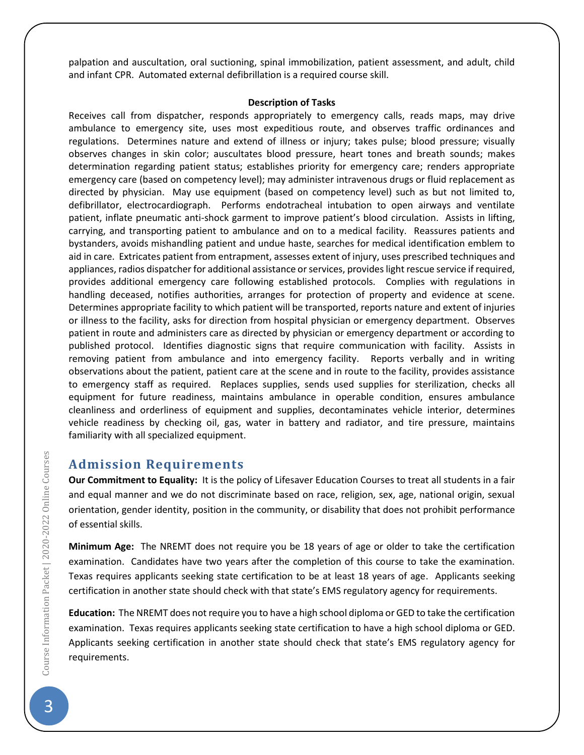palpation and auscultation, oral suctioning, spinal immobilization, patient assessment, and adult, child and infant CPR. Automated external defibrillation is a required course skill.

**Description of Tasks**

Receives call from dispatcher, responds appropriately to emergency calls, reads maps, may drive ambulance to emergency site, uses most expeditious route, and observes traffic ordinances and regulations. Determines nature and extend of illness or injury; takes pulse; blood pressure; visually observes changes in skin color; auscultates blood pressure, heart tones and breath sounds; makes determination regarding patient status; establishes priority for emergency care; renders appropriate emergency care (based on competency level); may administer intravenous drugs or fluid replacement as directed by physician. May use equipment (based on competency level) such as but not limited to, defibrillator, electrocardiograph. Performs endotracheal intubation to open airways and ventilate patient, inflate pneumatic anti-shock garment to improve patient's blood circulation. Assists in lifting, carrying, and transporting patient to ambulance and on to a medical facility. Reassures patients and bystanders, avoids mishandling patient and undue haste, searches for medical identification emblem to aid in care. Extricates patient from entrapment, assesses extent of injury, uses prescribed techniques and appliances, radios dispatcher for additional assistance or services, provides light rescue service if required, provides additional emergency care following established protocols. Complies with regulations in handling deceased, notifies authorities, arranges for protection of property and evidence at scene. Determines appropriate facility to which patient will be transported, reports nature and extent of injuries or illness to the facility, asks for direction from hospital physician or emergency department. Observes patient in route and administers care as directed by physician or emergency department or according to published protocol. Identifies diagnostic signs that require communication with facility. Assists in removing patient from ambulance and into emergency facility. Reports verbally and in writing observations about the patient, patient care at the scene and in route to the facility, provides assistance to emergency staff as required. Replaces supplies, sends used supplies for sterilization, checks all equipment for future readiness, maintains ambulance in operable condition, ensures ambulance cleanliness and orderliness of equipment and supplies, decontaminates vehicle interior, determines vehicle readiness by checking oil, gas, water in battery and radiator, and tire pressure, maintains familiarity with all specialized equipment.

## Admission Requirements

**Our Commitment to Equality:** It is the policy of Lifesaver Education Courses to treat all students in a fair and equal manner and we do not discriminate based on race, religion, sex, age, national origin, sexual orientation, gender identity, position in the community, or disability that does not prohibit performance of essential skills.

**Minimum Age:** The NREMT does not require you be 18 years of age or older to take the certification examination. Candidates have two years after the completion of this course to take the examination. Texas requires applicants seeking state certification to be at least 18 years of age. Applicants seeking certification in another state should check with that state's EMS regulatory agency for requirements.

**Education:** The NREMT does not require you to have a high school diploma or GED to take the certification examination. Texas requires applicants seeking state certification to have a high school diploma or GED. Applicants seeking certification in another state should check that state's EMS regulatory agency for requirements.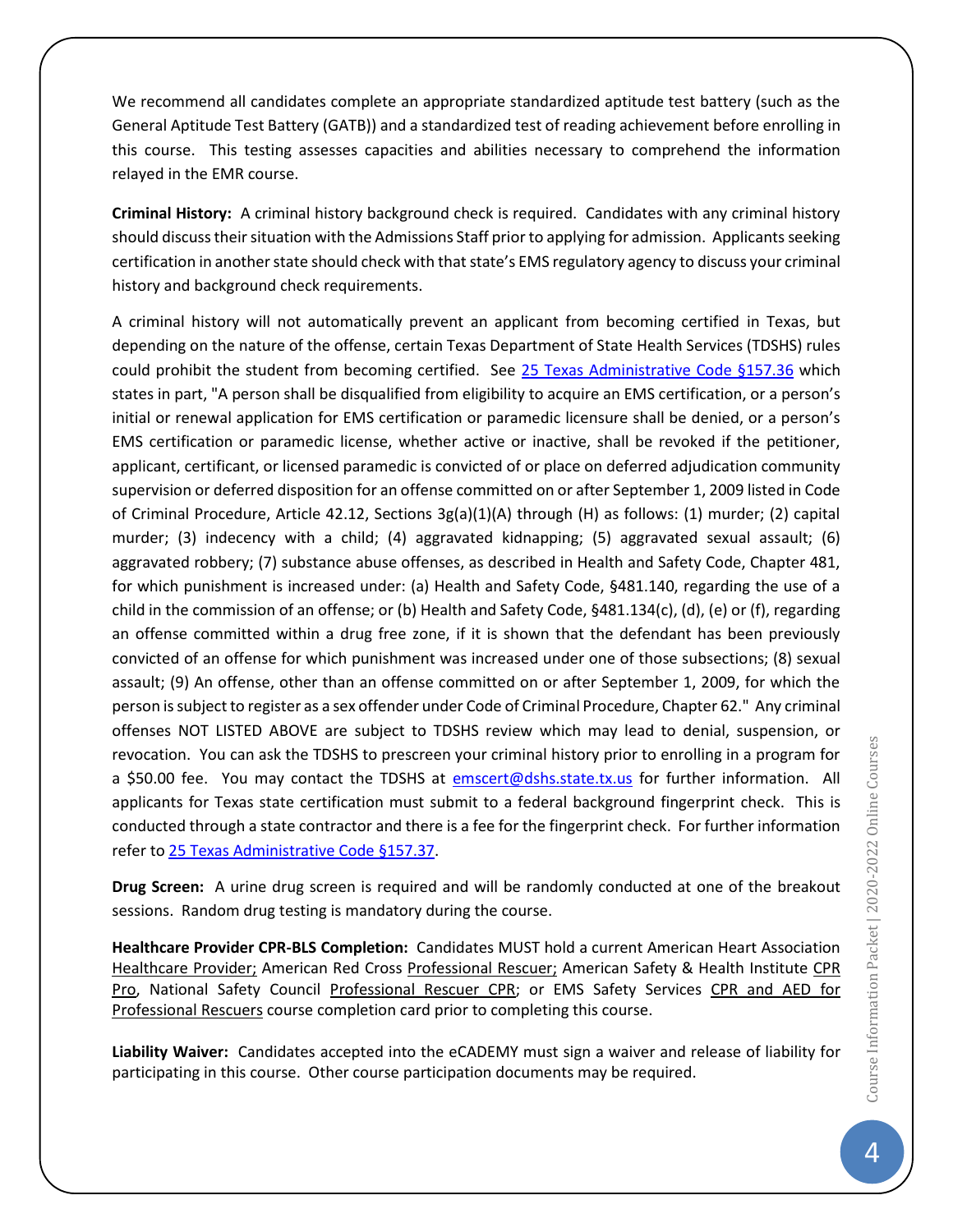We recommend all candidates complete an appropriate standardized aptitude test battery (such as the General Aptitude Test Battery (GATB)) and a standardized test of reading achievement before enrolling in this course. This testing assesses capacities and abilities necessary to comprehend the information relayed in the EMR course.

**Criminal History:** A criminal history background check is required. Candidates with any criminal history should discuss their situation with the Admissions Staff prior to applying for admission. Applicants seeking certification in another state should check with that state's EMS regulatory agency to discuss your criminal history and background check requirements.

A criminal history will not automatically prevent an applicant from becoming certified in Texas, but depending on the nature of the offense, certain Texas Department of State Health Services (TDSHS) rules could prohibit the student from becoming certified. See [25 Texas Administrative Code §157.36]() which states in part, "A person shall be disqualified from eligibility to acquire an EMS certification, or a person's initial or renewal application for EMS certification or paramedic licensure shall be denied, or a person's EMS certification or paramedic license, whether active or inactive, shall be revoked if the petitioner, applicant, certificant, or licensed paramedic is convicted of or place on deferred adjudication community supervision or deferred disposition for an offense committed on or after September 1, 2009 listed in Code of Criminal Procedure, Article 42.12, Sections 3g(a)(1)(A) through (H) as follows: (1) murder; (2) capital murder; (3) indecency with a child; (4) aggravated kidnapping; (5) aggravated sexual assault; (6) aggravated robbery; (7) substance abuse offenses, as described in Health and Safety Code, Chapter 481, for which punishment is increased under: (a) Health and Safety Code, §481.140, regarding the use of a child in the commission of an offense; or (b) Health and Safety Code, §481.134(c), (d), (e) or (f), regarding an offense committed within a drug free zone, if it is shown that the defendant has been previously convicted of an offense for which punishment was increased under one of those subsections; (8) sexual assault; (9) An offense, other than an offense committed on or after September 1, 2009, for which the person is subject to register as a sex offender under Code of Criminal Procedure, Chapter 62." Any criminal offenses NOT LISTED ABOVE are subject to TDSHS review which may lead to denial, suspension, or revocation. You can ask the TDSHS to prescreen your criminal history prior to enrolling in a program for a $50.00 fee. You may contact the TDSHS at emscert@dshs.state.tx.us for further information. All applicants for Texas state certification must submit to a federal background fingerprint check. This is conducted through a state contractor and there is a fee for the fingerprint check. For further information refer to [25 Texas Administrative Code §157.37]().

**Drug Screen:** A urine drug screen is required and will be randomly conducted at one of the breakout sessions. Random drug testing is mandatory during the course.

**Healthcare Provider CPR-BLS Completion:** Candidates MUST hold a current American Heart Association Healthcare Provider; American Red Cross Professional Rescuer; American Safety & Health Institute CPR Pro, National Safety Council Professional Rescuer CPR; or EMS Safety Services CPR and AED for Professional Rescuers course completion card prior to completing this course.

**Liability Waiver:** Candidates accepted into the eCADEMY must sign a waiver and release of liability for participating in this course. Other course participation documents may be required.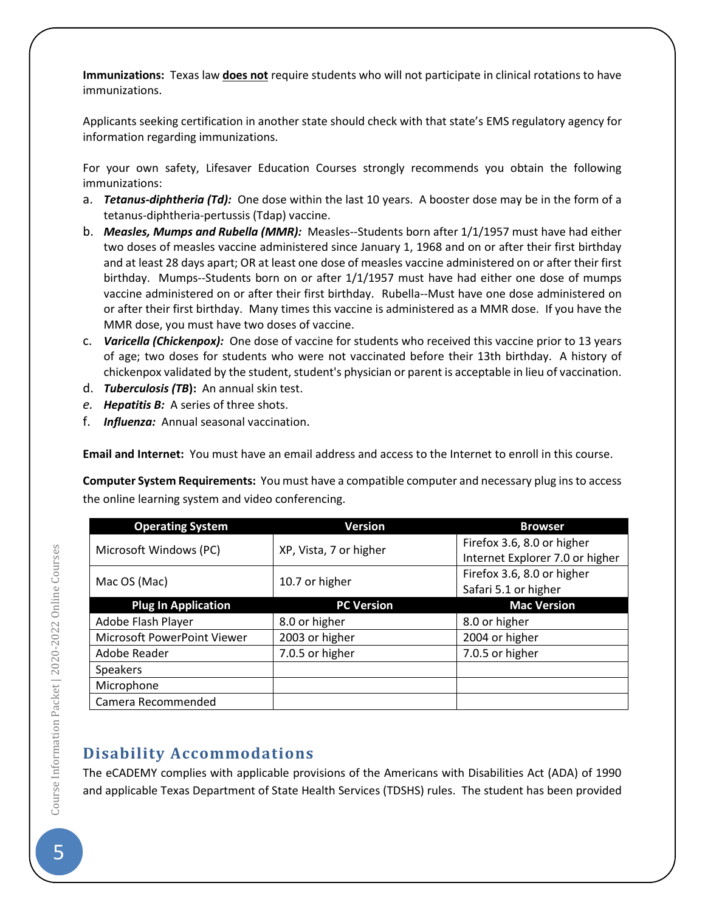**Immunizations:** Texas law **does not** require students who will not participate in clinical rotations to have immunizations.

Applicants seeking certification in another state should check with that state's EMS regulatory agency for information regarding immunizations.

For your own safety, Lifesaver Education Courses strongly recommends you obtain the following immunizations:

a. ***Tetanus-diphtheria (Td):*** One dose within the last 10 years. A booster dose may be in the form of a tetanus-diphtheria-pertussis (Tdap) vaccine.
b. ***Measles, Mumps and Rubella (MMR):*** Measles--Students born after 1/1/1957 must have had either two doses of measles vaccine administered since January 1, 1968 and on or after their first birthday and at least 28 days apart; OR at least one dose of measles vaccine administered on or after their first birthday. Mumps--Students born on or after 1/1/1957 must have had either one dose of mumps vaccine administered on or after their first birthday. Rubella--Must have one dose administered on or after their first birthday. Many times this vaccine is administered as a MMR dose. If you have the MMR dose, you must have two doses of vaccine.
c. ***Varicella (Chickenpox):*** One dose of vaccine for students who received this vaccine prior to 13 years of age; two doses for students who were not vaccinated before their 13th birthday. A history of chickenpox validated by the student, student's physician or parent is acceptable in lieu of vaccination.
d. ***Tuberculosis (TB)*:** An annual skin test.
e. ***Hepatitis B:*** A series of three shots.
f. ***Influenza:*** Annual seasonal vaccination.

**Email and Internet:** You must have an email address and access to the Internet to enroll in this course.

**Computer System Requirements:** You must have a compatible computer and necessary plug ins to access the online learning system and video conferencing.

| Operating System | Version | Browser |
|---|---|---|
| Microsoft Windows (PC) | XP, Vista, 7 or higher | Firefox 3.6, 8.0 or higher<br>Internet Explorer 7.0 or higher |
| Mac OS (Mac) | 10.7 or higher | Firefox 3.6, 8.0 or higher<br>Safari 5.1 or higher |
| **Plug In Application** | **PC Version** | **Mac Version** |
| Adobe Flash Player | 8.0 or higher | 8.0 or higher |
| Microsoft PowerPoint Viewer | 2003 or higher | 2004 or higher |
| Adobe Reader | 7.0.5 or higher | 7.0.5 or higher |
| Speakers | | |
| Microphone | | |
| Camera Recommended | | |

## Disability Accommodations

The eCADEMY complies with applicable provisions of the Americans with Disabilities Act (ADA) of 1990 and applicable Texas Department of State Health Services (TDSHS) rules. The student has been provided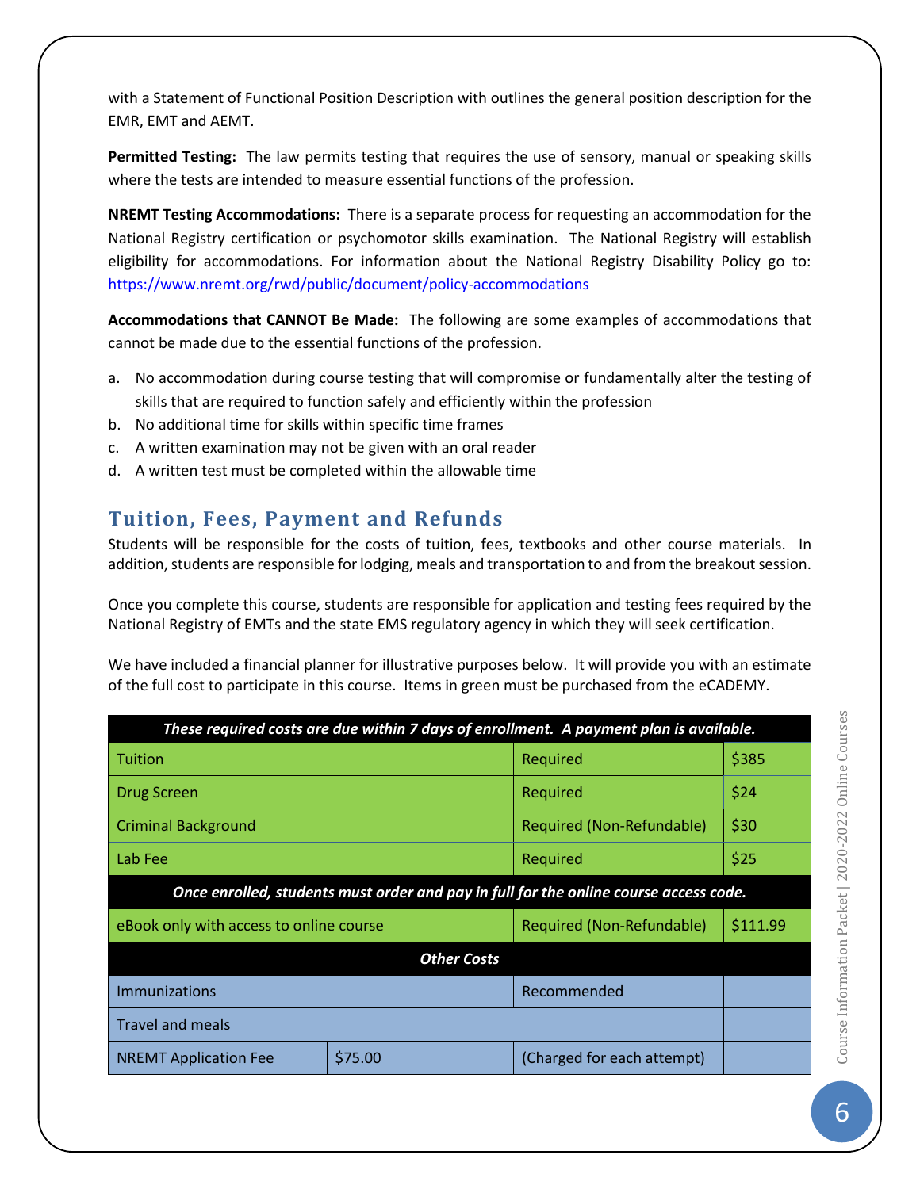with a Statement of Functional Position Description with outlines the general position description for the EMR, EMT and AEMT.

**Permitted Testing:** The law permits testing that requires the use of sensory, manual or speaking skills where the tests are intended to measure essential functions of the profession.

**NREMT Testing Accommodations:** There is a separate process for requesting an accommodation for the National Registry certification or psychomotor skills examination. The National Registry will establish eligibility for accommodations. For information about the National Registry Disability Policy go to: https://www.nremt.org/rwd/public/document/policy-accommodations

**Accommodations that CANNOT Be Made:** The following are some examples of accommodations that cannot be made due to the essential functions of the profession.

a. No accommodation during course testing that will compromise or fundamentally alter the testing of skills that are required to function safely and efficiently within the profession
b. No additional time for skills within specific time frames
c. A written examination may not be given with an oral reader
d. A written test must be completed within the allowable time

## Tuition, Fees, Payment and Refunds

Students will be responsible for the costs of tuition, fees, textbooks and other course materials. In addition, students are responsible for lodging, meals and transportation to and from the breakout session.

Once you complete this course, students are responsible for application and testing fees required by the National Registry of EMTs and the state EMS regulatory agency in which they will seek certification.

We have included a financial planner for illustrative purposes below. It will provide you with an estimate of the full cost to participate in this course. Items in green must be purchased from the eCADEMY.

| ***These required costs are due within 7 days of enrollment. A payment plan is available.*** | | | |
|---|---|---|---|
| Tuition | | Required | $385 |
| Drug Screen | | Required | $24 |
| Criminal Background | | Required (Non-Refundable) | $30 |
| Lab Fee | | Required | $25 |
| ***Once enrolled, students must order and pay in full for the online course access code.*** | | | |
| eBook only with access to online course | | Required (Non-Refundable) | $111.99 |
| ***Other Costs*** | | | |
| Immunizations | | Recommended | |
| Travel and meals | | | |
| NREMT Application Fee | $75.00 | (Charged for each attempt) | |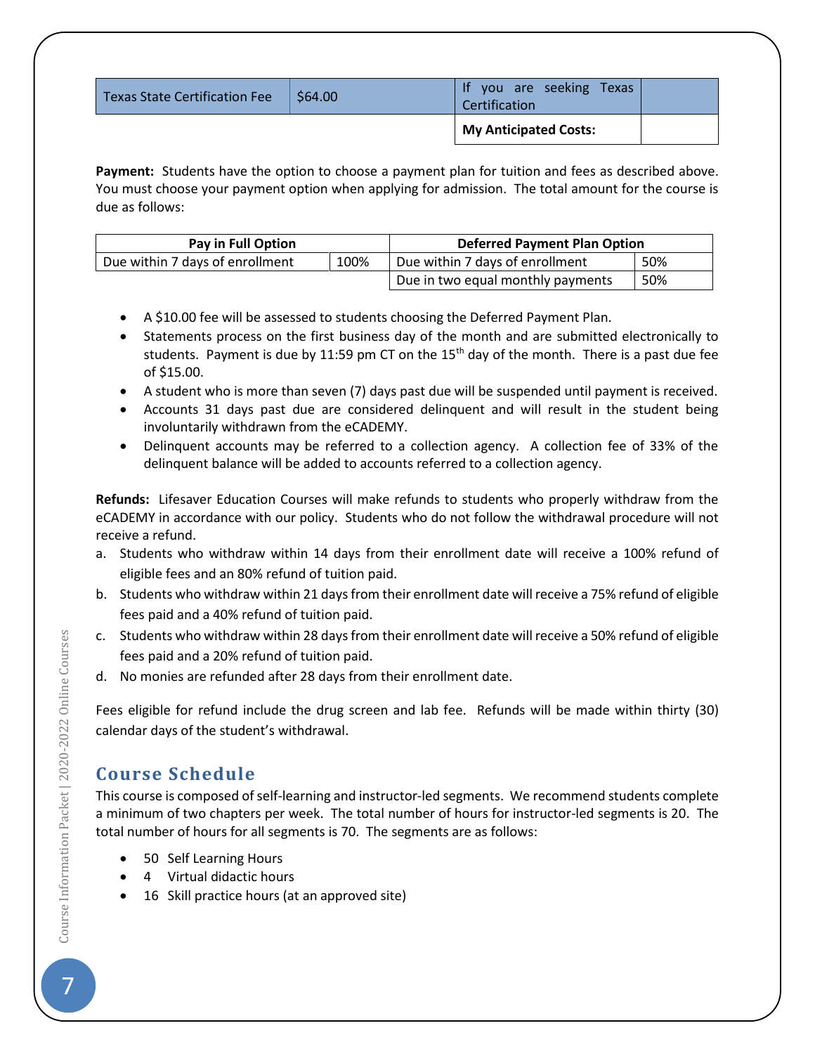| Texas State Certification Fee | $64.00 | If you are seeking Texas Certification | |
|---|---|---|---|
| | | **My Anticipated Costs:** | |

**Payment:** Students have the option to choose a payment plan for tuition and fees as described above. You must choose your payment option when applying for admission. The total amount for the course is due as follows:

| Pay in Full Option | | Deferred Payment Plan Option | |
|---|---|---|---|
| Due within 7 days of enrollment | 100% | Due within 7 days of enrollment | 50% |
| | | Due in two equal monthly payments | 50% |

- A $10.00 fee will be assessed to students choosing the Deferred Payment Plan.
- Statements process on the first business day of the month and are submitted electronically to students. Payment is due by 11:59 pm CT on the 15th day of the month. There is a past due fee of $15.00.
- A student who is more than seven (7) days past due will be suspended until payment is received.
- Accounts 31 days past due are considered delinquent and will result in the student being involuntarily withdrawn from the eCADEMY.
- Delinquent accounts may be referred to a collection agency. A collection fee of 33% of the delinquent balance will be added to accounts referred to a collection agency.

**Refunds:** Lifesaver Education Courses will make refunds to students who properly withdraw from the eCADEMY in accordance with our policy. Students who do not follow the withdrawal procedure will not receive a refund.

a. Students who withdraw within 14 days from their enrollment date will receive a 100% refund of eligible fees and an 80% refund of tuition paid.
b. Students who withdraw within 21 days from their enrollment date will receive a 75% refund of eligible fees paid and a 40% refund of tuition paid.
c. Students who withdraw within 28 days from their enrollment date will receive a 50% refund of eligible fees paid and a 20% refund of tuition paid.
d. No monies are refunded after 28 days from their enrollment date.

Fees eligible for refund include the drug screen and lab fee. Refunds will be made within thirty (30) calendar days of the student's withdrawal.

## Course Schedule

This course is composed of self-learning and instructor-led segments. We recommend students complete a minimum of two chapters per week. The total number of hours for instructor-led segments is 20. The total number of hours for all segments is 70. The segments are as follows:

- 50 Self Learning Hours
- 4 Virtual didactic hours
- 16 Skill practice hours (at an approved site)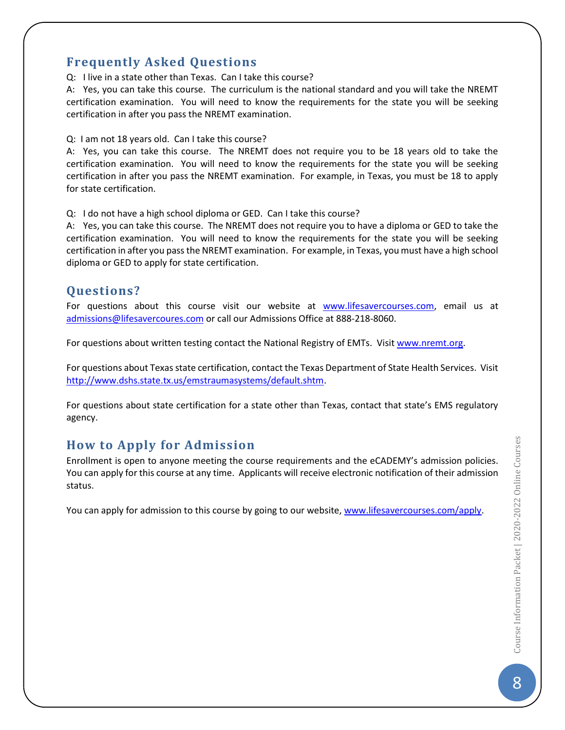## Frequently Asked Questions

Q: I live in a state other than Texas. Can I take this course?
A: Yes, you can take this course. The curriculum is the national standard and you will take the NREMT certification examination. You will need to know the requirements for the state you will be seeking certification in after you pass the NREMT examination.

Q: I am not 18 years old. Can I take this course?
A: Yes, you can take this course. The NREMT does not require you to be 18 years old to take the certification examination. You will need to know the requirements for the state you will be seeking certification in after you pass the NREMT examination. For example, in Texas, you must be 18 to apply for state certification.

Q: I do not have a high school diploma or GED. Can I take this course?
A: Yes, you can take this course. The NREMT does not require you to have a diploma or GED to take the certification examination. You will need to know the requirements for the state you will be seeking certification in after you pass the NREMT examination. For example, in Texas, you must have a high school diploma or GED to apply for state certification.

## Questions?

For questions about this course visit our website at www.lifesavercourses.com, email us at admissions@lifesavercoures.com or call our Admissions Office at 888-218-8060.

For questions about written testing contact the National Registry of EMTs. Visit www.nremt.org.

For questions about Texas state certification, contact the Texas Department of State Health Services. Visit http://www.dshs.state.tx.us/emstraumasystems/default.shtm.

For questions about state certification for a state other than Texas, contact that state's EMS regulatory agency.

## How to Apply for Admission

Enrollment is open to anyone meeting the course requirements and the eCADEMY's admission policies. You can apply for this course at any time. Applicants will receive electronic notification of their admission status.

You can apply for admission to this course by going to our website, www.lifesavercourses.com/apply.